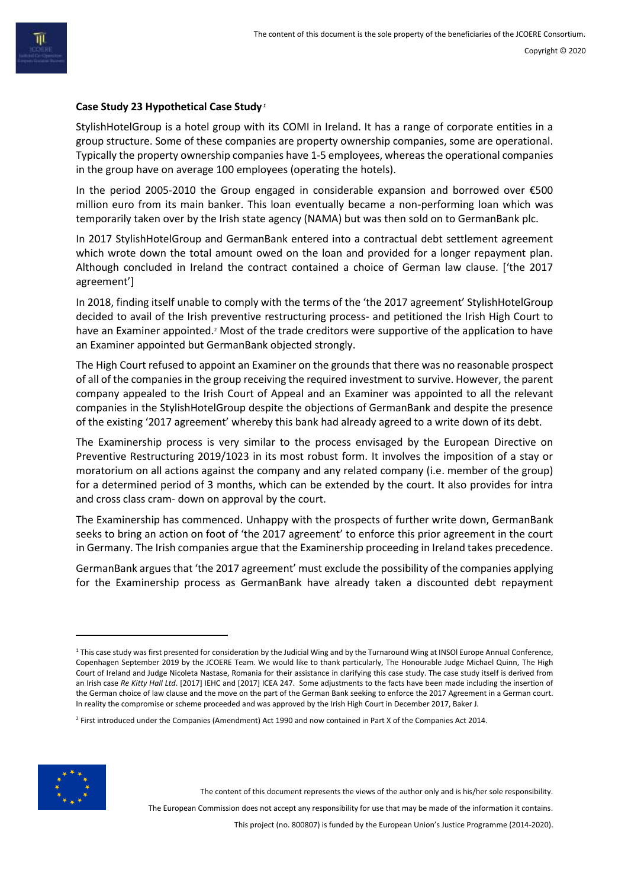**Case Study 23 Hypothetical Case Study**[1]

StylishHotelGroup is a hotel group with its COMI in Ireland. It has a range of corporate entities in a group structure. Some of these companies are property ownership companies, some are operational. Typically the property ownership companies have 1-5 employees, whereas the operational companies in the group have on average 100 employees (operating the hotels).

In the period 2005-2010 the Group engaged in considerable expansion and borrowed over €500 million euro from its main banker. This loan eventually became a non-performing loan which was temporarily taken over by the Irish state agency (NAMA) but was then sold on to GermanBank plc.

In 2017 StylishHotelGroup and GermanBank entered into a contractual debt settlement agreement which wrote down the total amount owed on the loan and provided for a longer repayment plan. Although concluded in Ireland the contract contained a choice of German law clause. ['the 2017 agreement']

In 2018, finding itself unable to comply with the terms of the 'the 2017 agreement' StylishHotelGroup decided to avail of the Irish preventive restructuring process- and petitioned the Irish High Court to have an Examiner appointed.[2] Most of the trade creditors were supportive of the application to have an Examiner appointed but GermanBank objected strongly.

The High Court refused to appoint an Examiner on the grounds that there was no reasonable prospect of all of the companies in the group receiving the required investment to survive. However, the parent company appealed to the Irish Court of Appeal and an Examiner was appointed to all the relevant companies in the StylishHotelGroup despite the objections of GermanBank and despite the presence of the existing '2017 agreement' whereby this bank had already agreed to a write down of its debt.

The Examinership process is very similar to the process envisaged by the European Directive on Preventive Restructuring 2019/1023 in its most robust form. It involves the imposition of a stay or moratorium on all actions against the company and any related company (i.e. member of the group) for a determined period of 3 months, which can be extended by the court. It also provides for intra and cross class cram- down on approval by the court.

The Examinership has commenced. Unhappy with the prospects of further write down, GermanBank seeks to bring an action on foot of 'the 2017 agreement' to enforce this prior agreement in the court in Germany. The Irish companies argue that the Examinership proceeding in Ireland takes precedence.

GermanBank argues that 'the 2017 agreement' must exclude the possibility of the companies applying for the Examinership process as GermanBank have already taken a discounted debt repayment

---

[1] This case study was first presented for consideration by the Judicial Wing and by the Turnaround Wing at INSOl Europe Annual Conference, Copenhagen September 2019 by the JCOERE Team. We would like to thank particularly, The Honourable Judge Michael Quinn, The High Court of Ireland and Judge Nicoleta Nastase, Romania for their assistance in clarifying this case study. The case study itself is derived from an Irish case *Re Kitty Hall Ltd*. [2017] IEHC and [2017] ICEA 247. Some adjustments to the facts have been made including the insertion of the German choice of law clause and the move on the part of the German Bank seeking to enforce the 2017 Agreement in a German court. In reality the compromise or scheme proceeded and was approved by the Irish High Court in December 2017, Baker J.

[2] First introduced under the Companies (Amendment) Act 1990 and now contained in Part X of the Companies Act 2014.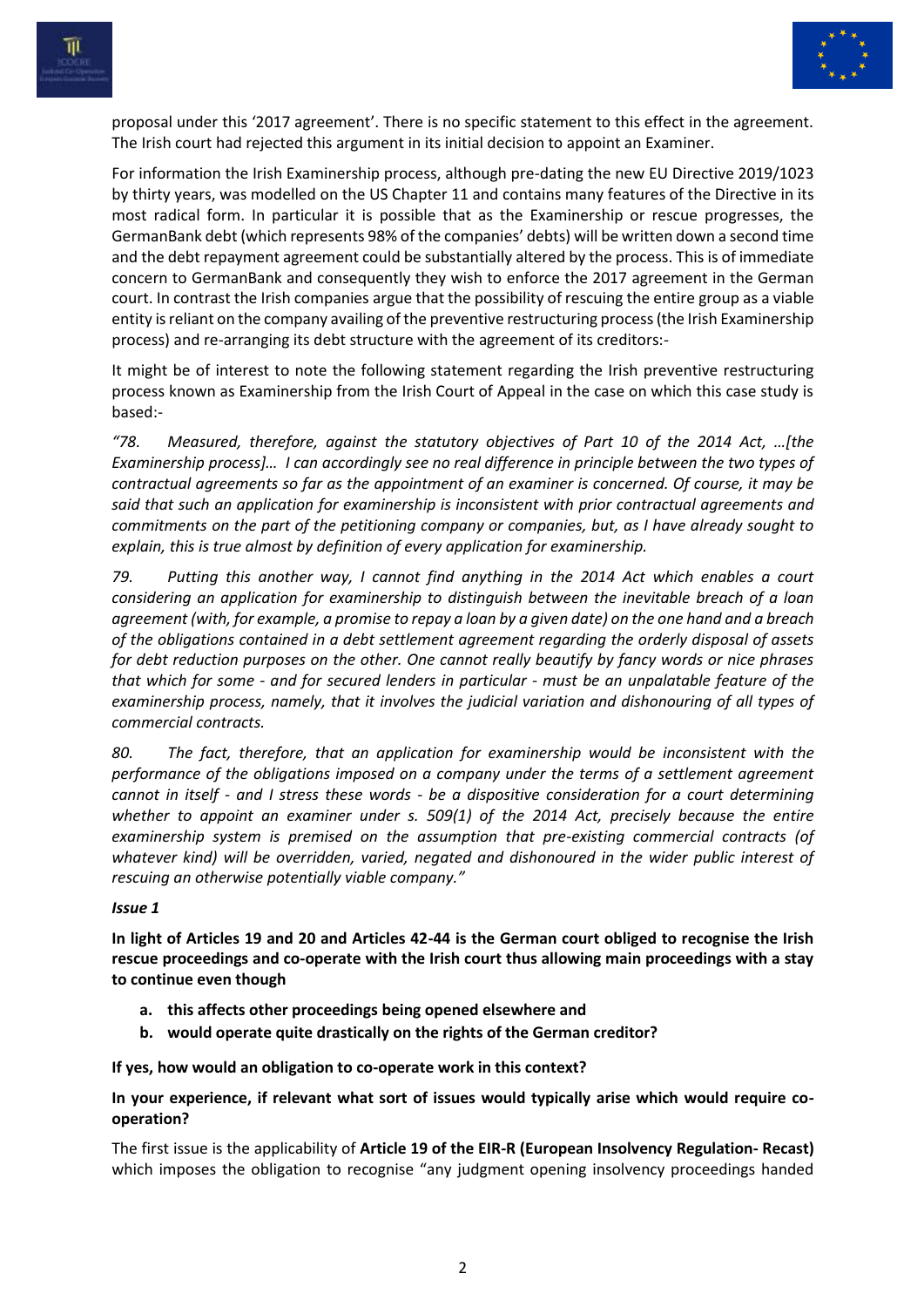proposal under this '2017 agreement'. There is no specific statement to this effect in the agreement. The Irish court had rejected this argument in its initial decision to appoint an Examiner.

For information the Irish Examinership process, although pre-dating the new EU Directive 2019/1023 by thirty years, was modelled on the US Chapter 11 and contains many features of the Directive in its most radical form. In particular it is possible that as the Examinership or rescue progresses, the GermanBank debt (which represents 98% of the companies' debts) will be written down a second time and the debt repayment agreement could be substantially altered by the process. This is of immediate concern to GermanBank and consequently they wish to enforce the 2017 agreement in the German court. In contrast the Irish companies argue that the possibility of rescuing the entire group as a viable entity is reliant on the company availing of the preventive restructuring process (the Irish Examinership process) and re-arranging its debt structure with the agreement of its creditors:-

It might be of interest to note the following statement regarding the Irish preventive restructuring process known as Examinership from the Irish Court of Appeal in the case on which this case study is based:-

*"78. Measured, therefore, against the statutory objectives of Part 10 of the 2014 Act, …[the Examinership process]… I can accordingly see no real difference in principle between the two types of contractual agreements so far as the appointment of an examiner is concerned. Of course, it may be said that such an application for examinership is inconsistent with prior contractual agreements and commitments on the part of the petitioning company or companies, but, as I have already sought to explain, this is true almost by definition of every application for examinership.*

*79. Putting this another way, I cannot find anything in the 2014 Act which enables a court considering an application for examinership to distinguish between the inevitable breach of a loan agreement (with, for example, a promise to repay a loan by a given date) on the one hand and a breach of the obligations contained in a debt settlement agreement regarding the orderly disposal of assets for debt reduction purposes on the other. One cannot really beautify by fancy words or nice phrases that which for some - and for secured lenders in particular - must be an unpalatable feature of the examinership process, namely, that it involves the judicial variation and dishonouring of all types of commercial contracts.*

*80. The fact, therefore, that an application for examinership would be inconsistent with the performance of the obligations imposed on a company under the terms of a settlement agreement cannot in itself - and I stress these words - be a dispositive consideration for a court determining whether to appoint an examiner under s. 509(1) of the 2014 Act, precisely because the entire examinership system is premised on the assumption that pre-existing commercial contracts (of whatever kind) will be overridden, varied, negated and dishonoured in the wider public interest of rescuing an otherwise potentially viable company."*

***Issue 1***

**In light of Articles 19 and 20 and Articles 42-44 is the German court obliged to recognise the Irish rescue proceedings and co-operate with the Irish court thus allowing main proceedings with a stay to continue even though**

- **a. this affects other proceedings being opened elsewhere and**
- **b. would operate quite drastically on the rights of the German creditor?**

**If yes, how would an obligation to co-operate work in this context?**

**In your experience, if relevant what sort of issues would typically arise which would require co-operation?**

The first issue is the applicability of **Article 19 of the EIR-R (European Insolvency Regulation- Recast)** which imposes the obligation to recognise "any judgment opening insolvency proceedings handed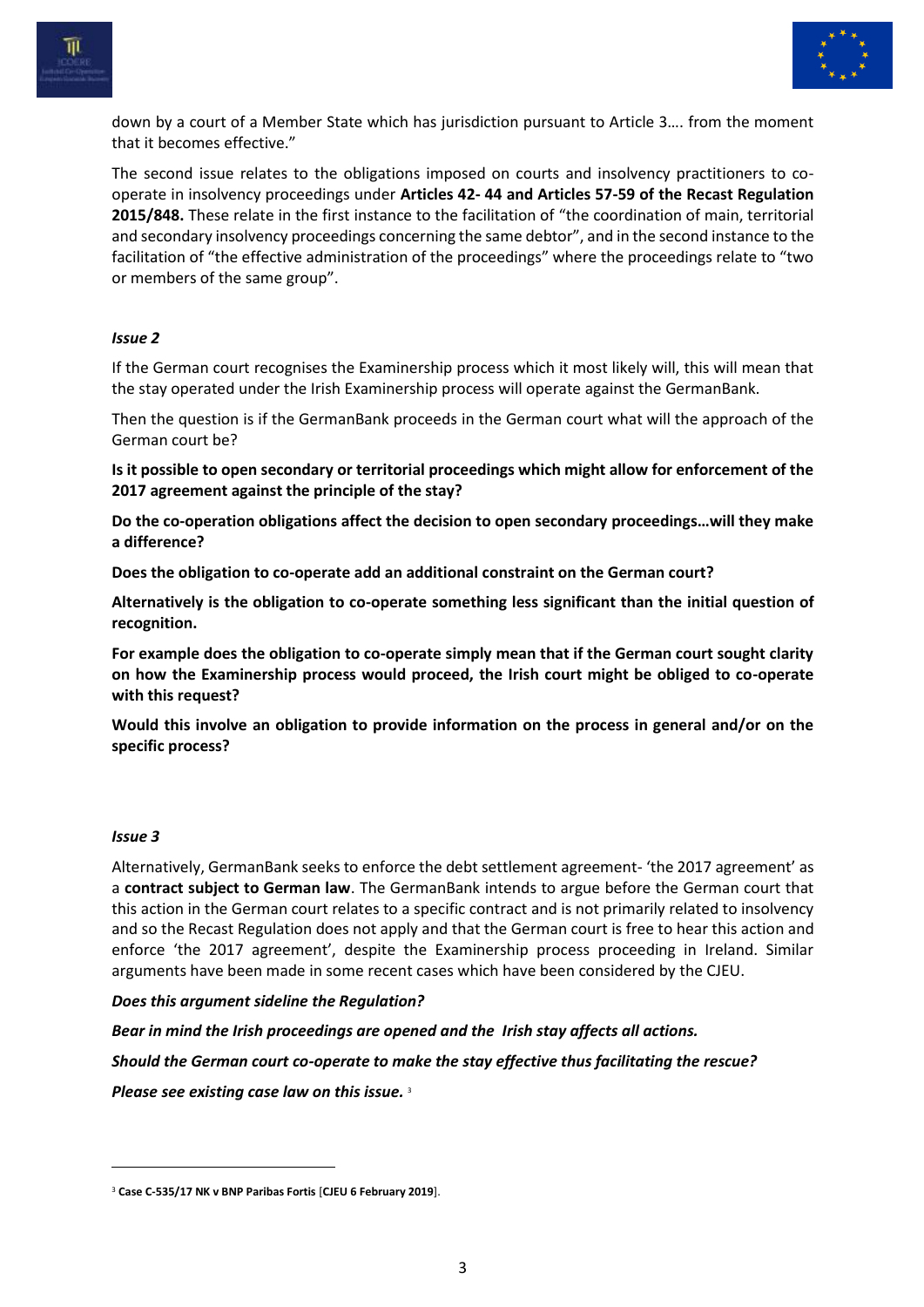down by a court of a Member State which has jurisdiction pursuant to Article 3…. from the moment that it becomes effective."

The second issue relates to the obligations imposed on courts and insolvency practitioners to co-operate in insolvency proceedings under **Articles 42- 44 and Articles 57-59 of the Recast Regulation 2015/848.** These relate in the first instance to the facilitation of "the coordination of main, territorial and secondary insolvency proceedings concerning the same debtor", and in the second instance to the facilitation of "the effective administration of the proceedings" where the proceedings relate to "two or members of the same group".

### *Issue 2*

If the German court recognises the Examinership process which it most likely will, this will mean that the stay operated under the Irish Examinership process will operate against the GermanBank.

Then the question is if the GermanBank proceeds in the German court what will the approach of the German court be?

**Is it possible to open secondary or territorial proceedings which might allow for enforcement of the 2017 agreement against the principle of the stay?**

**Do the co-operation obligations affect the decision to open secondary proceedings…will they make a difference?**

**Does the obligation to co-operate add an additional constraint on the German court?**

**Alternatively is the obligation to co-operate something less significant than the initial question of recognition.**

**For example does the obligation to co-operate simply mean that if the German court sought clarity on how the Examinership process would proceed, the Irish court might be obliged to co-operate with this request?**

**Would this involve an obligation to provide information on the process in general and/or on the specific process?**

### *Issue 3*

Alternatively, GermanBank seeks to enforce the debt settlement agreement- 'the 2017 agreement' as a **contract subject to German law**. The GermanBank intends to argue before the German court that this action in the German court relates to a specific contract and is not primarily related to insolvency and so the Recast Regulation does not apply and that the German court is free to hear this action and enforce 'the 2017 agreement', despite the Examinership process proceeding in Ireland. Similar arguments have been made in some recent cases which have been considered by the CJEU.

***Does this argument sideline the Regulation?***

***Bear in mind the Irish proceedings are opened and the Irish stay affects all actions.***

***Should the German court co-operate to make the stay effective thus facilitating the rescue?***

***Please see existing case law on this issue.*** [3]

---

[3] **Case C-535/17 NK v BNP Paribas Fortis** [**CJEU 6 February 2019**].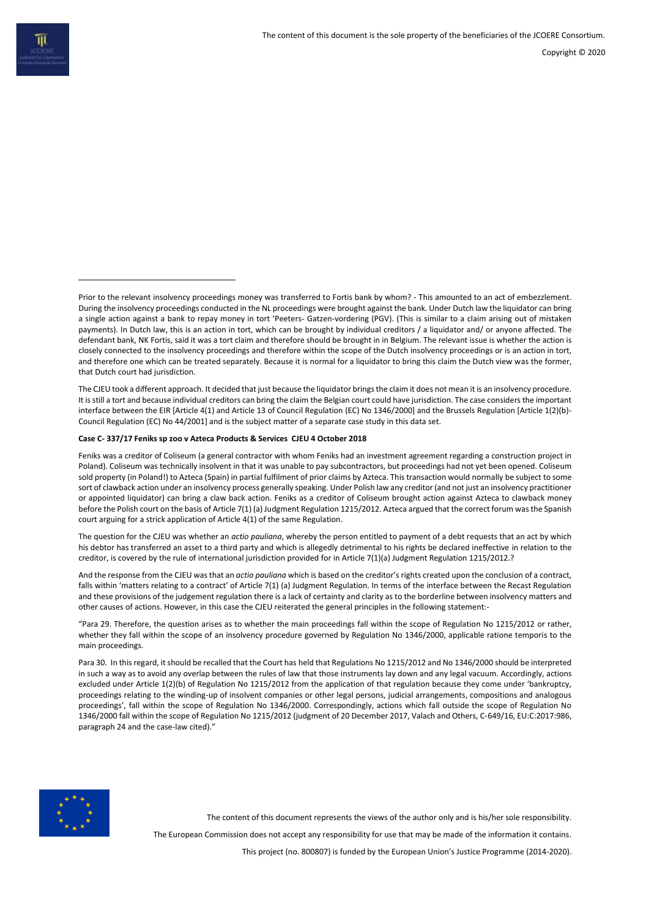Prior to the relevant insolvency proceedings money was transferred to Fortis bank by whom? - This amounted to an act of embezzlement. During the insolvency proceedings conducted in the NL proceedings were brought against the bank. Under Dutch law the liquidator can bring a single action against a bank to repay money in tort 'Peeters- Gatzen-vordering (PGV). (This is similar to a claim arising out of mistaken payments). In Dutch law, this is an action in tort, which can be brought by individual creditors / a liquidator and/ or anyone affected. The defendant bank, NK Fortis, said it was a tort claim and therefore should be brought in in Belgium. The relevant issue is whether the action is closely connected to the insolvency proceedings and therefore within the scope of the Dutch insolvency proceedings or is an action in tort, and therefore one which can be treated separately. Because it is normal for a liquidator to bring this claim the Dutch view was the former, that Dutch court had jurisdiction.

The CJEU took a different approach. It decided that just because the liquidator brings the claim it does not mean it is an insolvency procedure. It is still a tort and because individual creditors can bring the claim the Belgian court could have jurisdiction. The case considers the important interface between the EIR [Article 4(1) and Article 13 of Council Regulation (EC) No 1346/2000] and the Brussels Regulation [Article 1(2)(b)- Council Regulation (EC) No 44/2001] and is the subject matter of a separate case study in this data set.

**Case C- 337/17 Feniks sp zoo v Azteca Products & Services CJEU 4 October 2018**

Feniks was a creditor of Coliseum (a general contractor with whom Feniks had an investment agreement regarding a construction project in Poland). Coliseum was technically insolvent in that it was unable to pay subcontractors, but proceedings had not yet been opened. Coliseum sold property (in Poland!) to Azteca (Spain) in partial fulfilment of prior claims by Azteca. This transaction would normally be subject to some sort of clawback action under an insolvency process generally speaking. Under Polish law any creditor (and not just an insolvency practitioner or appointed liquidator) can bring a claw back action. Feniks as a creditor of Coliseum brought action against Azteca to clawback money before the Polish court on the basis of Article 7(1) (a) Judgment Regulation 1215/2012. Azteca argued that the correct forum was the Spanish court arguing for a strick application of Article 4(1) of the same Regulation.

The question for the CJEU was whether an *actio pauliana*, whereby the person entitled to payment of a debt requests that an act by which his debtor has transferred an asset to a third party and which is allegedly detrimental to his rights be declared ineffective in relation to the creditor, is covered by the rule of international jurisdiction provided for in Article 7(1)(a) Judgment Regulation 1215/2012.?

And the response from the CJEU was that an *actio pauliana* which is based on the creditor's rights created upon the conclusion of a contract, falls within 'matters relating to a contract' of Article 7(1) (a) Judgment Regulation. In terms of the interface between the Recast Regulation and these provisions of the judgement regulation there is a lack of certainty and clarity as to the borderline between insolvency matters and other causes of actions. However, in this case the CJEU reiterated the general principles in the following statement:-

"Para 29. Therefore, the question arises as to whether the main proceedings fall within the scope of Regulation No 1215/2012 or rather, whether they fall within the scope of an insolvency procedure governed by Regulation No 1346/2000, applicable ratione temporis to the main proceedings.

Para 30. In this regard, it should be recalled that the Court has held that Regulations No 1215/2012 and No 1346/2000 should be interpreted in such a way as to avoid any overlap between the rules of law that those instruments lay down and any legal vacuum. Accordingly, actions excluded under Article 1(2)(b) of Regulation No 1215/2012 from the application of that regulation because they come under 'bankruptcy, proceedings relating to the winding-up of insolvent companies or other legal persons, judicial arrangements, compositions and analogous proceedings', fall within the scope of Regulation No 1346/2000. Correspondingly, actions which fall outside the scope of Regulation No 1346/2000 fall within the scope of Regulation No 1215/2012 (judgment of 20 December 2017, Valach and Others, C-649/16, EU:C:2017:986, paragraph 24 and the case-law cited)."